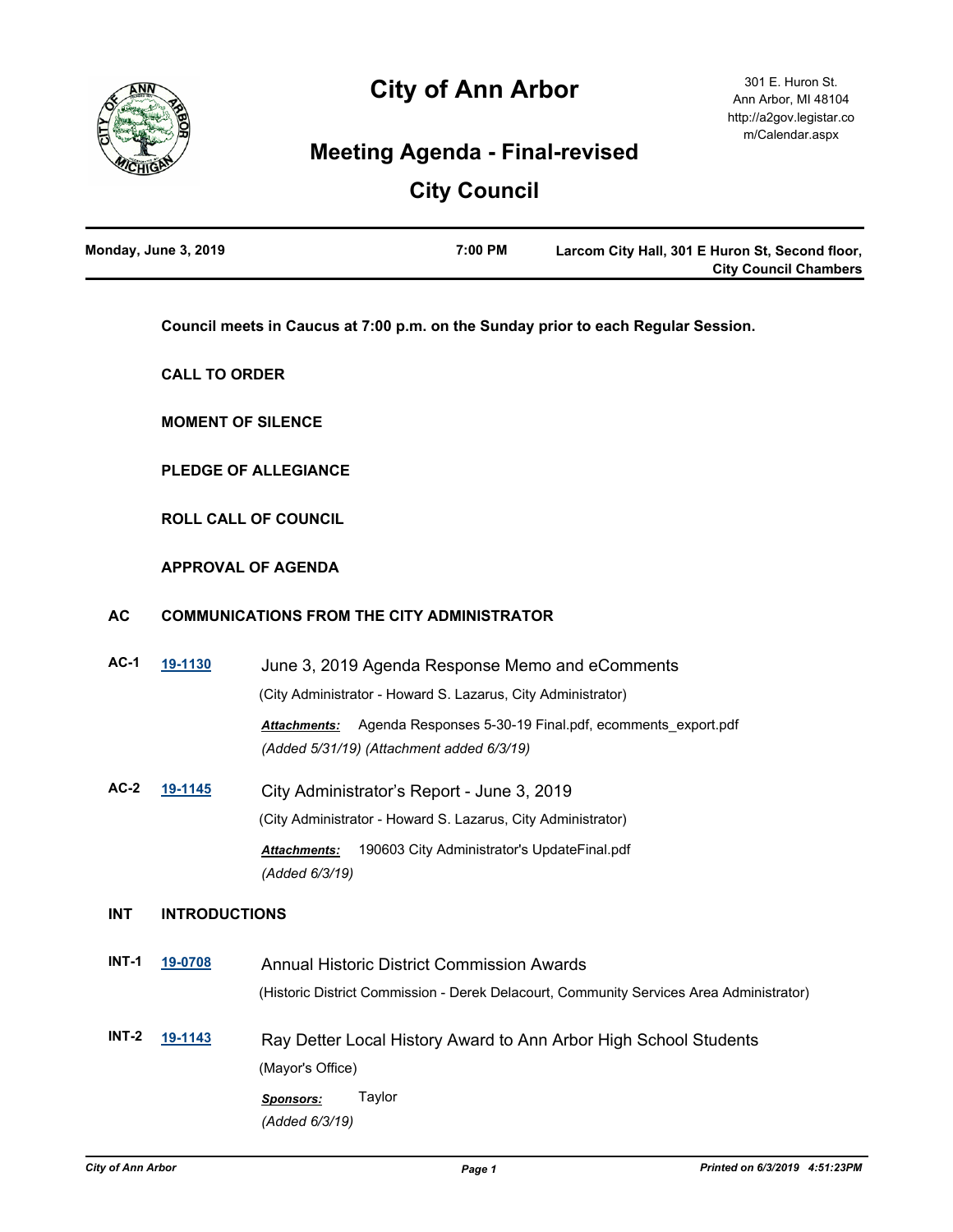# City of Ann Arbor

301 E. Huron St.
Ann Arbor, MI 48104
http://a2gov.legistar.com/Calendar.aspx

## Meeting Agenda - Final-revised

## City Council

**Monday, June 3, 2019** | **7:00 PM** | **Larcom City Hall, 301 E Huron St, Second floor, City Council Chambers**

**Council meets in Caucus at 7:00 p.m. on the Sunday prior to each Regular Session.**

**CALL TO ORDER**

**MOMENT OF SILENCE**

**PLEDGE OF ALLEGIANCE**

**ROLL CALL OF COUNCIL**

**APPROVAL OF AGENDA**

### AC COMMUNICATIONS FROM THE CITY ADMINISTRATOR

**AC-1** **19-1130** June 3, 2019 Agenda Response Memo and eComments

(City Administrator - Howard S. Lazarus, City Administrator)

***Attachments:*** Agenda Responses 5-30-19 Final.pdf, ecomments_export.pdf

*(Added 5/31/19) (Attachment added 6/3/19)*

**AC-2** **19-1145** City Administrator's Report - June 3, 2019

(City Administrator - Howard S. Lazarus, City Administrator)

***Attachments:*** 190603 City Administrator's UpdateFinal.pdf

*(Added 6/3/19)*

### INT INTRODUCTIONS

**INT-1** **19-0708** Annual Historic District Commission Awards

(Historic District Commission - Derek Delacourt, Community Services Area Administrator)

**INT-2** **19-1143** Ray Detter Local History Award to Ann Arbor High School Students

(Mayor's Office)

***Sponsors:*** Taylor

*(Added 6/3/19)*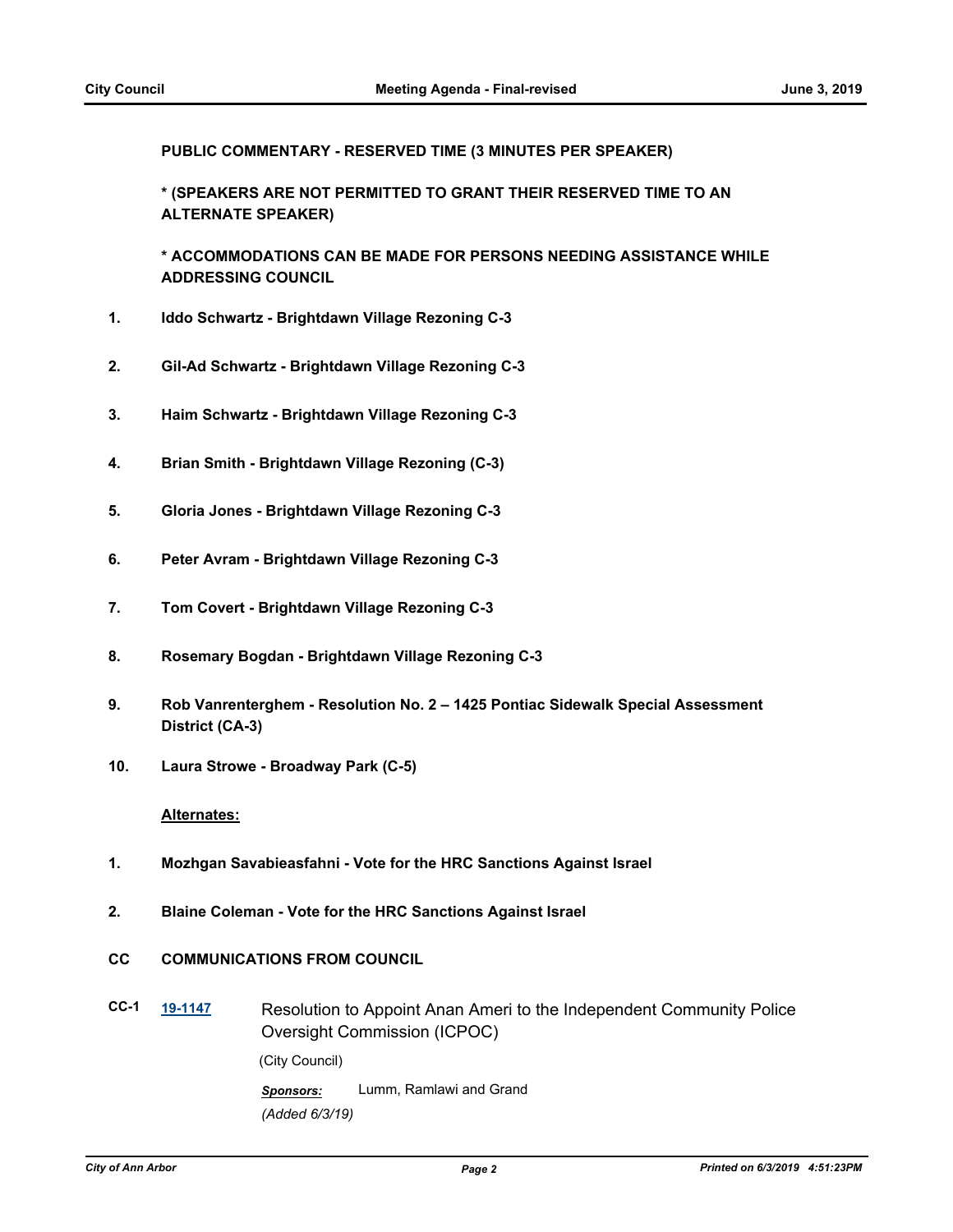**PUBLIC COMMENTARY - RESERVED TIME (3 MINUTES PER SPEAKER)**

**\* (SPEAKERS ARE NOT PERMITTED TO GRANT THEIR RESERVED TIME TO AN ALTERNATE SPEAKER)**

**\* ACCOMMODATIONS CAN BE MADE FOR PERSONS NEEDING ASSISTANCE WHILE ADDRESSING COUNCIL**

1. **Iddo Schwartz - Brightdawn Village Rezoning C-3**
2. **Gil-Ad Schwartz - Brightdawn Village Rezoning C-3**
3. **Haim Schwartz - Brightdawn Village Rezoning C-3**
4. **Brian Smith - Brightdawn Village Rezoning (C-3)**
5. **Gloria Jones - Brightdawn Village Rezoning C-3**
6. **Peter Avram - Brightdawn Village Rezoning C-3**
7. **Tom Covert - Brightdawn Village Rezoning C-3**
8. **Rosemary Bogdan - Brightdawn Village Rezoning C-3**
9. **Rob Vanrenterghem - Resolution No. 2 – 1425 Pontiac Sidewalk Special Assessment District (CA-3)**
10. **Laura Strowe - Broadway Park (C-5)**

**Alternates:**

1. **Mozhgan Savabieasfahni - Vote for the HRC Sanctions Against Israel**
2. **Blaine Coleman - Vote for the HRC Sanctions Against Israel**

**CC COMMUNICATIONS FROM COUNCIL**

**CC-1** **19-1147** Resolution to Appoint Anan Ameri to the Independent Community Police Oversight Commission (ICPOC)

(City Council)

***Sponsors:*** Lumm, Ramlawi and Grand

*(Added 6/3/19)*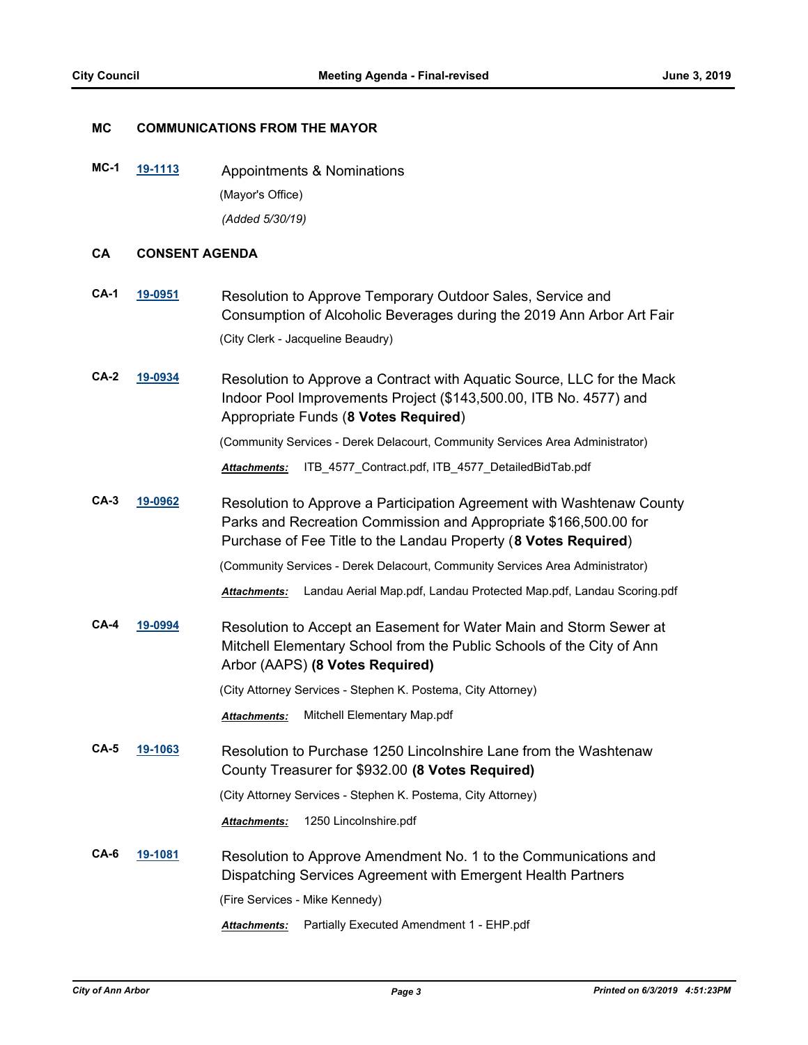## MC COMMUNICATIONS FROM THE MAYOR

**MC-1** **19-1113** Appointments & Nominations

(Mayor's Office)

*(Added 5/30/19)*

## CA CONSENT AGENDA

**CA-1** **19-0951** Resolution to Approve Temporary Outdoor Sales, Service and Consumption of Alcoholic Beverages during the 2019 Ann Arbor Art Fair

(City Clerk - Jacqueline Beaudry)

**CA-2** **19-0934** Resolution to Approve a Contract with Aquatic Source, LLC for the Mack Indoor Pool Improvements Project ($143,500.00, ITB No. 4577) and Appropriate Funds (**8 Votes Required**)

(Community Services - Derek Delacourt, Community Services Area Administrator)

***Attachments:*** ITB_4577_Contract.pdf, ITB_4577_DetailedBidTab.pdf

**CA-3** **19-0962** Resolution to Approve a Participation Agreement with Washtenaw County Parks and Recreation Commission and Appropriate $166,500.00 for Purchase of Fee Title to the Landau Property (**8 Votes Required**)

(Community Services - Derek Delacourt, Community Services Area Administrator)

***Attachments:*** Landau Aerial Map.pdf, Landau Protected Map.pdf, Landau Scoring.pdf

**CA-4** **19-0994** Resolution to Accept an Easement for Water Main and Storm Sewer at Mitchell Elementary School from the Public Schools of the City of Ann Arbor (AAPS) **(8 Votes Required)**

(City Attorney Services - Stephen K. Postema, City Attorney)

***Attachments:*** Mitchell Elementary Map.pdf

**CA-5** **19-1063** Resolution to Purchase 1250 Lincolnshire Lane from the Washtenaw County Treasurer for $932.00 **(8 Votes Required)**

(City Attorney Services - Stephen K. Postema, City Attorney)

***Attachments:*** 1250 Lincolnshire.pdf

**CA-6** **19-1081** Resolution to Approve Amendment No. 1 to the Communications and Dispatching Services Agreement with Emergent Health Partners

(Fire Services - Mike Kennedy)

***Attachments:*** Partially Executed Amendment 1 - EHP.pdf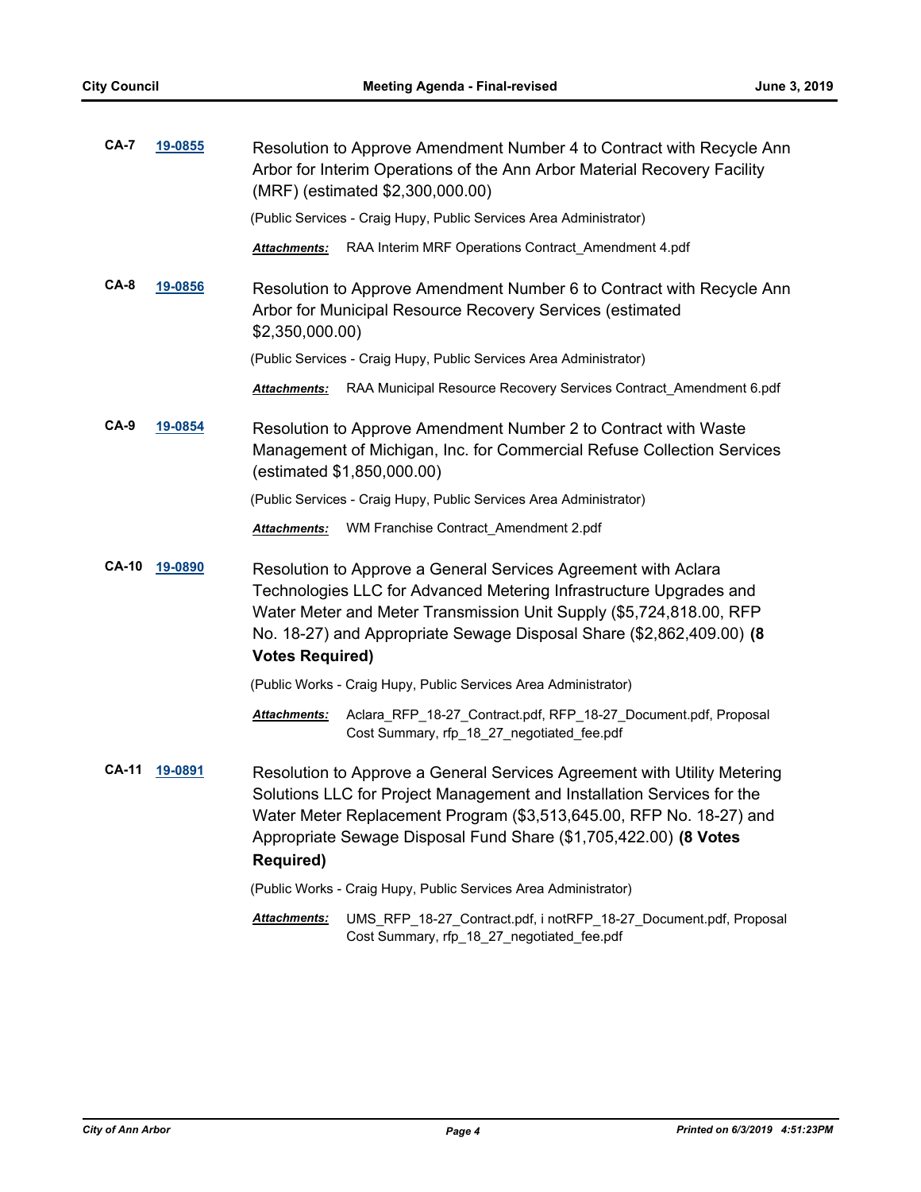**CA-7** 19-0855

Resolution to Approve Amendment Number 4 to Contract with Recycle Ann Arbor for Interim Operations of the Ann Arbor Material Recovery Facility (MRF) (estimated $2,300,000.00)

(Public Services - Craig Hupy, Public Services Area Administrator)

***Attachments:*** RAA Interim MRF Operations Contract_Amendment 4.pdf

**CA-8** 19-0856

Resolution to Approve Amendment Number 6 to Contract with Recycle Ann Arbor for Municipal Resource Recovery Services (estimated $2,350,000.00)

(Public Services - Craig Hupy, Public Services Area Administrator)

***Attachments:*** RAA Municipal Resource Recovery Services Contract_Amendment 6.pdf

**CA-9** 19-0854

Resolution to Approve Amendment Number 2 to Contract with Waste Management of Michigan, Inc. for Commercial Refuse Collection Services (estimated $1,850,000.00)

(Public Services - Craig Hupy, Public Services Area Administrator)

***Attachments:*** WM Franchise Contract_Amendment 2.pdf

**CA-10** 19-0890

Resolution to Approve a General Services Agreement with Aclara Technologies LLC for Advanced Metering Infrastructure Upgrades and Water Meter and Meter Transmission Unit Supply ($5,724,818.00, RFP No. 18-27) and Appropriate Sewage Disposal Share ($2,862,409.00) **(8 Votes Required)**

(Public Works - Craig Hupy, Public Services Area Administrator)

***Attachments:*** Aclara_RFP_18-27_Contract.pdf, RFP_18-27_Document.pdf, Proposal Cost Summary, rfp_18_27_negotiated_fee.pdf

**CA-11** 19-0891

Resolution to Approve a General Services Agreement with Utility Metering Solutions LLC for Project Management and Installation Services for the Water Meter Replacement Program ($3,513,645.00, RFP No. 18-27) and Appropriate Sewage Disposal Fund Share ($1,705,422.00) **(8 Votes Required)**

(Public Works - Craig Hupy, Public Services Area Administrator)

***Attachments:*** UMS_RFP_18-27_Contract.pdf, i notRFP_18-27_Document.pdf, Proposal Cost Summary, rfp_18_27_negotiated_fee.pdf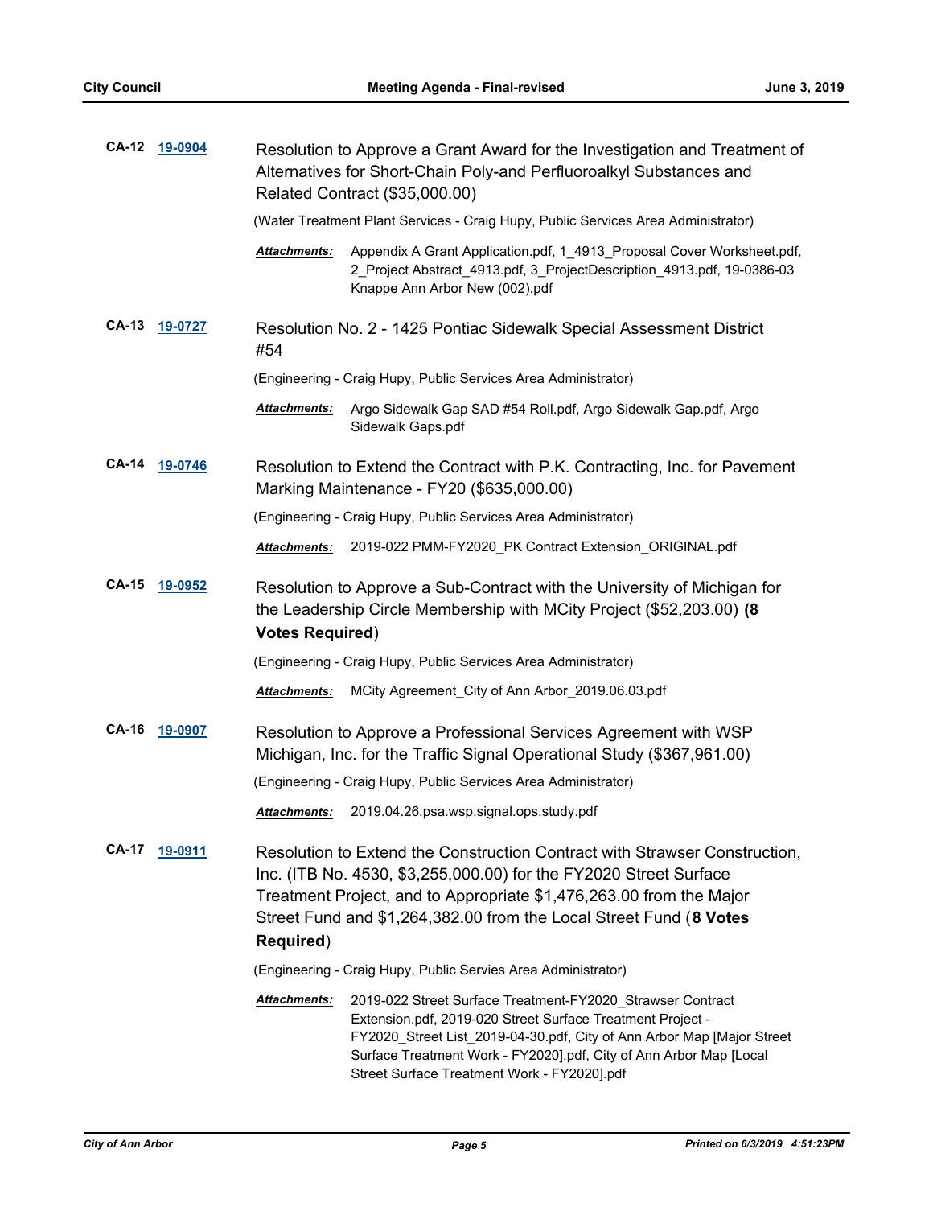**CA-12** **19-0904**

Resolution to Approve a Grant Award for the Investigation and Treatment of Alternatives for Short-Chain Poly-and Perfluoroalkyl Substances and Related Contract ($35,000.00)

(Water Treatment Plant Services - Craig Hupy, Public Services Area Administrator)

***Attachments:*** Appendix A Grant Application.pdf, 1_4913_Proposal Cover Worksheet.pdf, 2_Project Abstract_4913.pdf, 3_ProjectDescription_4913.pdf, 19-0386-03 Knappe Ann Arbor New (002).pdf

**CA-13** **19-0727**

Resolution No. 2 - 1425 Pontiac Sidewalk Special Assessment District #54

(Engineering - Craig Hupy, Public Services Area Administrator)

***Attachments:*** Argo Sidewalk Gap SAD #54 Roll.pdf, Argo Sidewalk Gap.pdf, Argo Sidewalk Gaps.pdf

**CA-14** **19-0746**

Resolution to Extend the Contract with P.K. Contracting, Inc. for Pavement Marking Maintenance - FY20 ($635,000.00)

(Engineering - Craig Hupy, Public Services Area Administrator)

***Attachments:*** 2019-022 PMM-FY2020_PK Contract Extension_ORIGINAL.pdf

**CA-15** **19-0952**

Resolution to Approve a Sub-Contract with the University of Michigan for the Leadership Circle Membership with MCity Project ($52,203.00) **(8 Votes Required**)

(Engineering - Craig Hupy, Public Services Area Administrator)

***Attachments:*** MCity Agreement_City of Ann Arbor_2019.06.03.pdf

**CA-16** **19-0907**

Resolution to Approve a Professional Services Agreement with WSP Michigan, Inc. for the Traffic Signal Operational Study ($367,961.00)

(Engineering - Craig Hupy, Public Services Area Administrator)

***Attachments:*** 2019.04.26.psa.wsp.signal.ops.study.pdf

**CA-17** **19-0911**

Resolution to Extend the Construction Contract with Strawser Construction, Inc. (ITB No. 4530, $3,255,000.00) for the FY2020 Street Surface Treatment Project, and to Appropriate $1,476,263.00 from the Major Street Fund and $1,264,382.00 from the Local Street Fund (**8 Votes Required**)

(Engineering - Craig Hupy, Public Servies Area Administrator)

***Attachments:*** 2019-022 Street Surface Treatment-FY2020_Strawser Contract Extension.pdf, 2019-020 Street Surface Treatment Project - FY2020_Street List_2019-04-30.pdf, City of Ann Arbor Map [Major Street Surface Treatment Work - FY2020].pdf, City of Ann Arbor Map [Local Street Surface Treatment Work - FY2020].pdf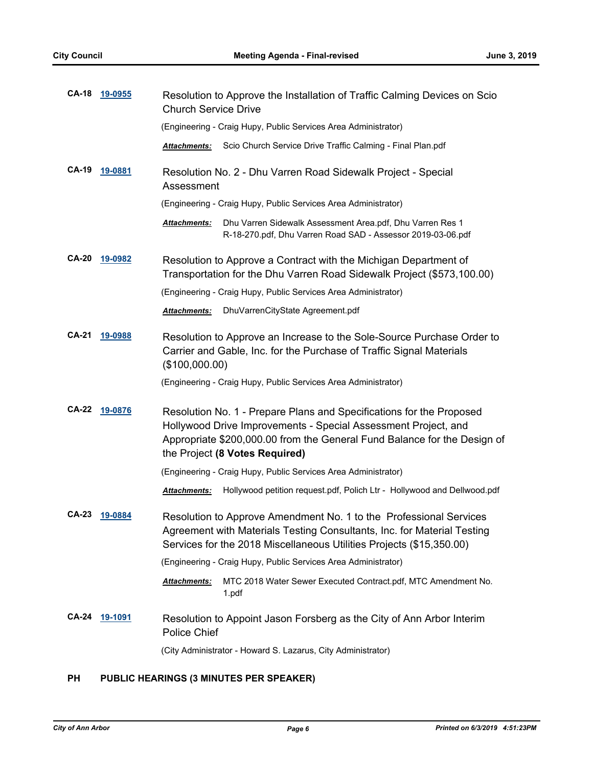**CA-18** **19-0955** Resolution to Approve the Installation of Traffic Calming Devices on Scio Church Service Drive

(Engineering - Craig Hupy, Public Services Area Administrator)

***Attachments:*** Scio Church Service Drive Traffic Calming - Final Plan.pdf

**CA-19** **19-0881** Resolution No. 2 - Dhu Varren Road Sidewalk Project - Special Assessment

(Engineering - Craig Hupy, Public Services Area Administrator)

***Attachments:*** Dhu Varren Sidewalk Assessment Area.pdf, Dhu Varren Res 1 R-18-270.pdf, Dhu Varren Road SAD - Assessor 2019-03-06.pdf

**CA-20** **19-0982** Resolution to Approve a Contract with the Michigan Department of Transportation for the Dhu Varren Road Sidewalk Project ($573,100.00)

(Engineering - Craig Hupy, Public Services Area Administrator)

***Attachments:*** DhuVarrenCityState Agreement.pdf

**CA-21** **19-0988** Resolution to Approve an Increase to the Sole-Source Purchase Order to Carrier and Gable, Inc. for the Purchase of Traffic Signal Materials ($100,000.00)

(Engineering - Craig Hupy, Public Services Area Administrator)

**CA-22** **19-0876** Resolution No. 1 - Prepare Plans and Specifications for the Proposed Hollywood Drive Improvements - Special Assessment Project, and Appropriate $200,000.00 from the General Fund Balance for the Design of the Project **(8 Votes Required)**

(Engineering - Craig Hupy, Public Services Area Administrator)

***Attachments:*** Hollywood petition request.pdf, Polich Ltr - Hollywood and Dellwood.pdf

**CA-23** **19-0884** Resolution to Approve Amendment No. 1 to the Professional Services Agreement with Materials Testing Consultants, Inc. for Material Testing Services for the 2018 Miscellaneous Utilities Projects ($15,350.00)

(Engineering - Craig Hupy, Public Services Area Administrator)

***Attachments:*** MTC 2018 Water Sewer Executed Contract.pdf, MTC Amendment No. 1.pdf

**CA-24** **19-1091** Resolution to Appoint Jason Forsberg as the City of Ann Arbor Interim Police Chief

(City Administrator - Howard S. Lazarus, City Administrator)

## PH PUBLIC HEARINGS (3 MINUTES PER SPEAKER)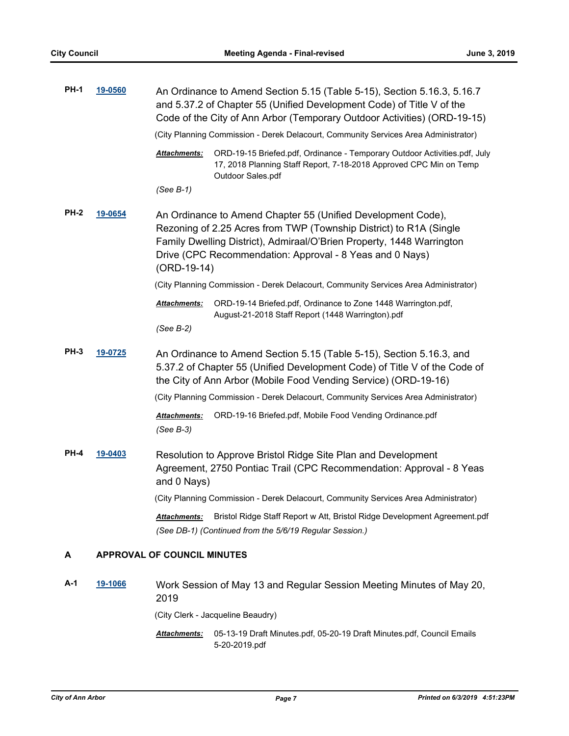**PH-1** **19-0560** An Ordinance to Amend Section 5.15 (Table 5-15), Section 5.16.3, 5.16.7 and 5.37.2 of Chapter 55 (Unified Development Code) of Title V of the Code of the City of Ann Arbor (Temporary Outdoor Activities) (ORD-19-15)

(City Planning Commission - Derek Delacourt, Community Services Area Administrator)

***Attachments:*** ORD-19-15 Briefed.pdf, Ordinance - Temporary Outdoor Activities.pdf, July 17, 2018 Planning Staff Report, 7-18-2018 Approved CPC Min on Temp Outdoor Sales.pdf

*(See B-1)*

**PH-2** **19-0654** An Ordinance to Amend Chapter 55 (Unified Development Code), Rezoning of 2.25 Acres from TWP (Township District) to R1A (Single Family Dwelling District), Admiraal/O'Brien Property, 1448 Warrington Drive (CPC Recommendation: Approval - 8 Yeas and 0 Nays) (ORD-19-14)

(City Planning Commission - Derek Delacourt, Community Services Area Administrator)

***Attachments:*** ORD-19-14 Briefed.pdf, Ordinance to Zone 1448 Warrington.pdf, August-21-2018 Staff Report (1448 Warrington).pdf

*(See B-2)*

**PH-3** **19-0725** An Ordinance to Amend Section 5.15 (Table 5-15), Section 5.16.3, and 5.37.2 of Chapter 55 (Unified Development Code) of Title V of the Code of the City of Ann Arbor (Mobile Food Vending Service) (ORD-19-16)

(City Planning Commission - Derek Delacourt, Community Services Area Administrator)

***Attachments:*** ORD-19-16 Briefed.pdf, Mobile Food Vending Ordinance.pdf

*(See B-3)*

**PH-4** **19-0403** Resolution to Approve Bristol Ridge Site Plan and Development Agreement, 2750 Pontiac Trail (CPC Recommendation: Approval - 8 Yeas and 0 Nays)

(City Planning Commission - Derek Delacourt, Community Services Area Administrator)

***Attachments:*** Bristol Ridge Staff Report w Att, Bristol Ridge Development Agreement.pdf

*(See DB-1) (Continued from the 5/6/19 Regular Session.)*

## A APPROVAL OF COUNCIL MINUTES

**A-1** **19-1066** Work Session of May 13 and Regular Session Meeting Minutes of May 20, 2019

(City Clerk - Jacqueline Beaudry)

***Attachments:*** 05-13-19 Draft Minutes.pdf, 05-20-19 Draft Minutes.pdf, Council Emails 5-20-2019.pdf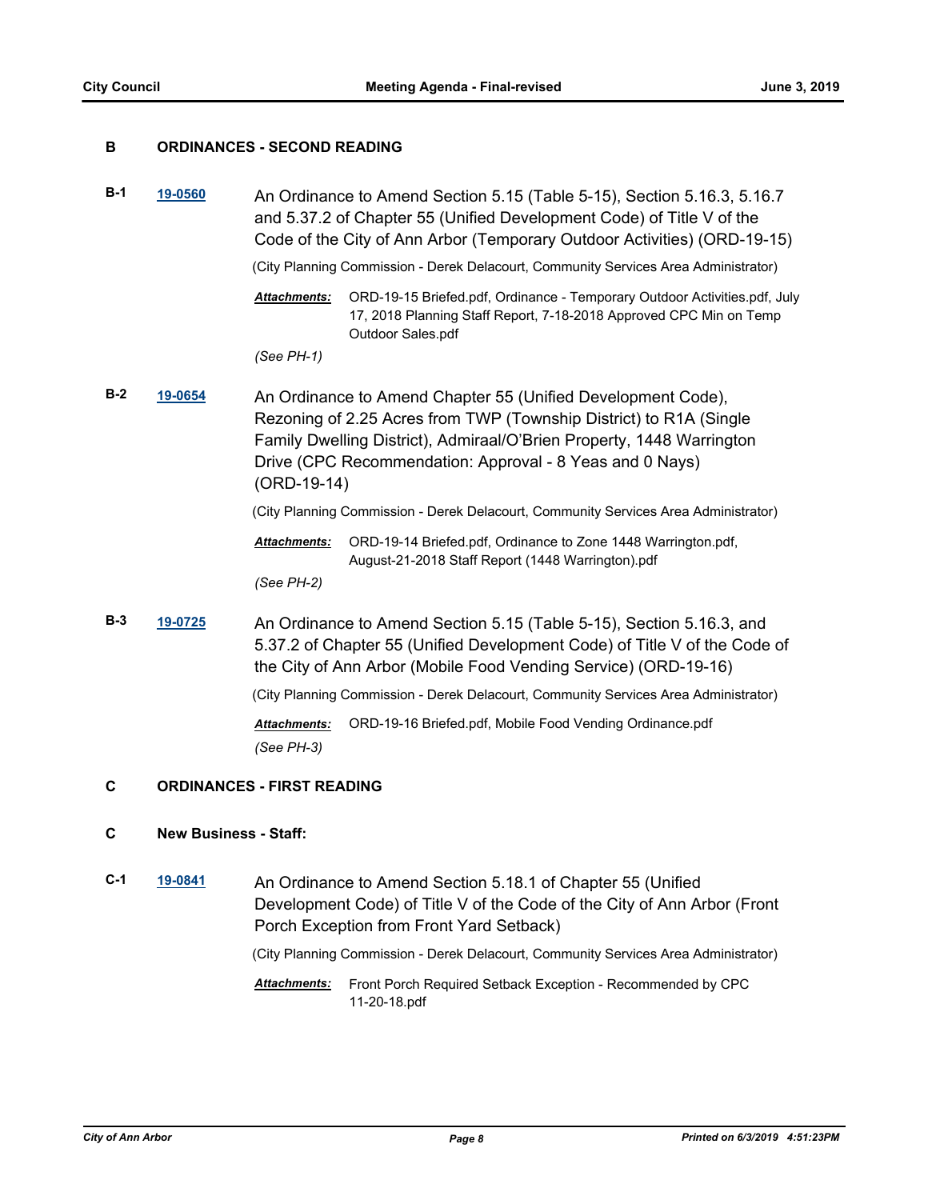## B ORDINANCES - SECOND READING

**B-1** **19-0560** An Ordinance to Amend Section 5.15 (Table 5-15), Section 5.16.3, 5.16.7 and 5.37.2 of Chapter 55 (Unified Development Code) of Title V of the Code of the City of Ann Arbor (Temporary Outdoor Activities) (ORD-19-15)

(City Planning Commission - Derek Delacourt, Community Services Area Administrator)

***Attachments:*** ORD-19-15 Briefed.pdf, Ordinance - Temporary Outdoor Activities.pdf, July 17, 2018 Planning Staff Report, 7-18-2018 Approved CPC Min on Temp Outdoor Sales.pdf

*(See PH-1)*

**B-2** **19-0654** An Ordinance to Amend Chapter 55 (Unified Development Code), Rezoning of 2.25 Acres from TWP (Township District) to R1A (Single Family Dwelling District), Admiraal/O'Brien Property, 1448 Warrington Drive (CPC Recommendation: Approval - 8 Yeas and 0 Nays) (ORD-19-14)

(City Planning Commission - Derek Delacourt, Community Services Area Administrator)

***Attachments:*** ORD-19-14 Briefed.pdf, Ordinance to Zone 1448 Warrington.pdf, August-21-2018 Staff Report (1448 Warrington).pdf

*(See PH-2)*

**B-3** **19-0725** An Ordinance to Amend Section 5.15 (Table 5-15), Section 5.16.3, and 5.37.2 of Chapter 55 (Unified Development Code) of Title V of the Code of the City of Ann Arbor (Mobile Food Vending Service) (ORD-19-16)

(City Planning Commission - Derek Delacourt, Community Services Area Administrator)

***Attachments:*** ORD-19-16 Briefed.pdf, Mobile Food Vending Ordinance.pdf

*(See PH-3)*

## C ORDINANCES - FIRST READING

## C New Business - Staff:

**C-1** **19-0841** An Ordinance to Amend Section 5.18.1 of Chapter 55 (Unified Development Code) of Title V of the Code of the City of Ann Arbor (Front Porch Exception from Front Yard Setback)

(City Planning Commission - Derek Delacourt, Community Services Area Administrator)

***Attachments:*** Front Porch Required Setback Exception - Recommended by CPC 11-20-18.pdf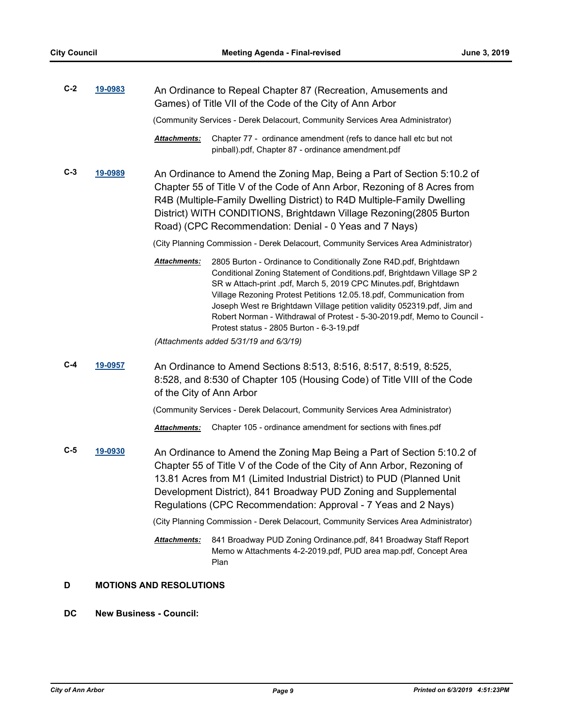**C-2** **19-0983** An Ordinance to Repeal Chapter 87 (Recreation, Amusements and Games) of Title VII of the Code of the City of Ann Arbor

(Community Services - Derek Delacourt, Community Services Area Administrator)

***Attachments:*** Chapter 77 - ordinance amendment (refs to dance hall etc but not pinball).pdf, Chapter 87 - ordinance amendment.pdf

**C-3** **19-0989** An Ordinance to Amend the Zoning Map, Being a Part of Section 5:10.2 of Chapter 55 of Title V of the Code of Ann Arbor, Rezoning of 8 Acres from R4B (Multiple-Family Dwelling District) to R4D Multiple-Family Dwelling District) WITH CONDITIONS, Brightdawn Village Rezoning(2805 Burton Road) (CPC Recommendation: Denial - 0 Yeas and 7 Nays)

(City Planning Commission - Derek Delacourt, Community Services Area Administrator)

***Attachments:*** 2805 Burton - Ordinance to Conditionally Zone R4D.pdf, Brightdawn Conditional Zoning Statement of Conditions.pdf, Brightdawn Village SP 2 SR w Attach-print .pdf, March 5, 2019 CPC Minutes.pdf, Brightdawn Village Rezoning Protest Petitions 12.05.18.pdf, Communication from Joseph West re Brightdawn Village petition validity 052319.pdf, Jim and Robert Norman - Withdrawal of Protest - 5-30-2019.pdf, Memo to Council - Protest status - 2805 Burton - 6-3-19.pdf

*(Attachments added 5/31/19 and 6/3/19)*

**C-4** **19-0957** An Ordinance to Amend Sections 8:513, 8:516, 8:517, 8:519, 8:525, 8:528, and 8:530 of Chapter 105 (Housing Code) of Title VIII of the Code of the City of Ann Arbor

(Community Services - Derek Delacourt, Community Services Area Administrator)

***Attachments:*** Chapter 105 - ordinance amendment for sections with fines.pdf

**C-5** **19-0930** An Ordinance to Amend the Zoning Map Being a Part of Section 5:10.2 of Chapter 55 of Title V of the Code of the City of Ann Arbor, Rezoning of 13.81 Acres from M1 (Limited Industrial District) to PUD (Planned Unit Development District), 841 Broadway PUD Zoning and Supplemental Regulations (CPC Recommendation: Approval - 7 Yeas and 2 Nays)

(City Planning Commission - Derek Delacourt, Community Services Area Administrator)

***Attachments:*** 841 Broadway PUD Zoning Ordinance.pdf, 841 Broadway Staff Report Memo w Attachments 4-2-2019.pdf, PUD area map.pdf, Concept Area Plan

## D MOTIONS AND RESOLUTIONS

## DC New Business - Council: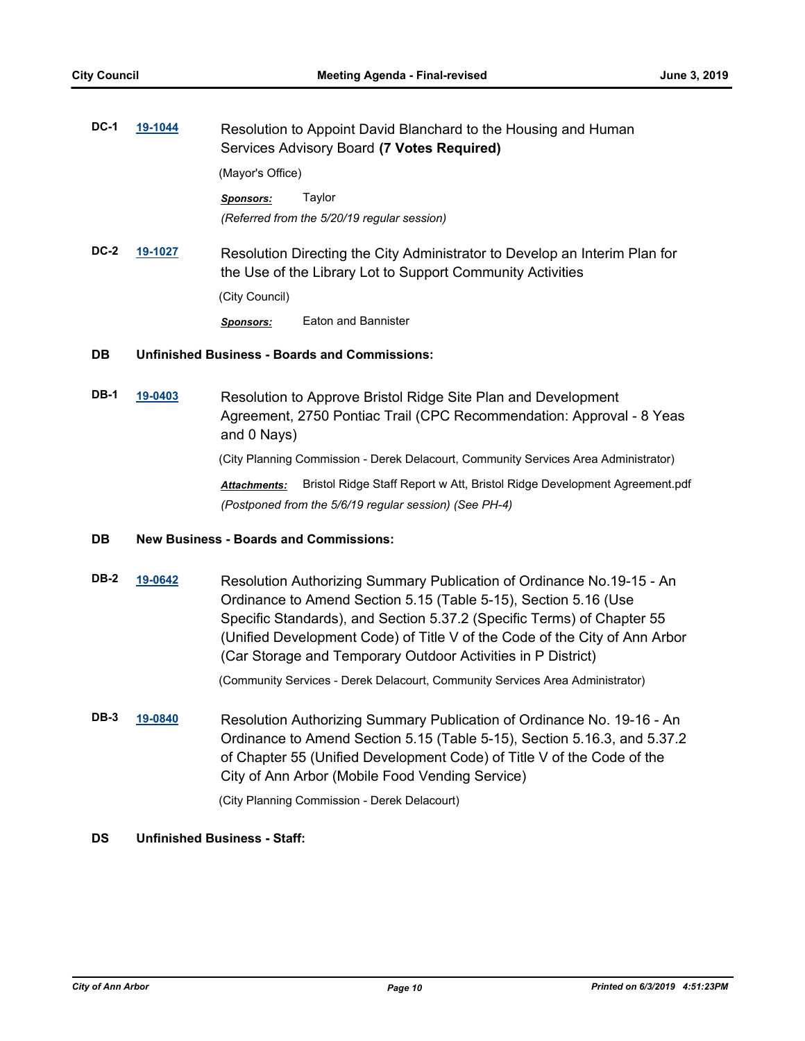**DC-1** **19-1044** Resolution to Appoint David Blanchard to the Housing and Human Services Advisory Board **(7 Votes Required)**

(Mayor's Office)

***Sponsors:*** Taylor

*(Referred from the 5/20/19 regular session)*

**DC-2** **19-1027** Resolution Directing the City Administrator to Develop an Interim Plan for the Use of the Library Lot to Support Community Activities

(City Council)

***Sponsors:*** Eaton and Bannister

## DB Unfinished Business - Boards and Commissions:

**DB-1** **19-0403** Resolution to Approve Bristol Ridge Site Plan and Development Agreement, 2750 Pontiac Trail (CPC Recommendation: Approval - 8 Yeas and 0 Nays)

(City Planning Commission - Derek Delacourt, Community Services Area Administrator)

***Attachments:*** Bristol Ridge Staff Report w Att, Bristol Ridge Development Agreement.pdf

*(Postponed from the 5/6/19 regular session) (See PH-4)*

## DB New Business - Boards and Commissions:

**DB-2** **19-0642** Resolution Authorizing Summary Publication of Ordinance No.19-15 - An Ordinance to Amend Section 5.15 (Table 5-15), Section 5.16 (Use Specific Standards), and Section 5.37.2 (Specific Terms) of Chapter 55 (Unified Development Code) of Title V of the Code of the City of Ann Arbor (Car Storage and Temporary Outdoor Activities in P District)

(Community Services - Derek Delacourt, Community Services Area Administrator)

**DB-3** **19-0840** Resolution Authorizing Summary Publication of Ordinance No. 19-16 - An Ordinance to Amend Section 5.15 (Table 5-15), Section 5.16.3, and 5.37.2 of Chapter 55 (Unified Development Code) of Title V of the Code of the City of Ann Arbor (Mobile Food Vending Service)

(City Planning Commission - Derek Delacourt)

## DS Unfinished Business - Staff: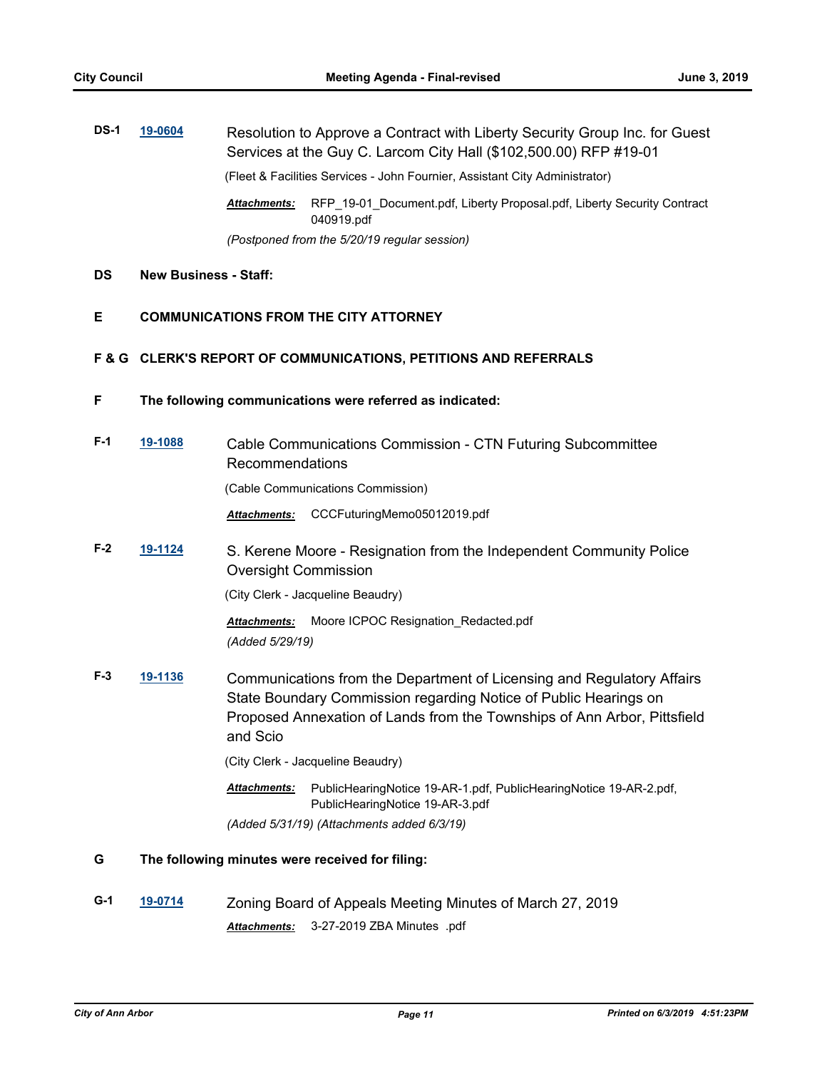**DS-1** **19-0604** Resolution to Approve a Contract with Liberty Security Group Inc. for Guest Services at the Guy C. Larcom City Hall ($102,500.00) RFP #19-01

(Fleet & Facilities Services - John Fournier, Assistant City Administrator)

***Attachments:*** RFP_19-01_Document.pdf, Liberty Proposal.pdf, Liberty Security Contract 040919.pdf

*(Postponed from the 5/20/19 regular session)*

**DS New Business - Staff:**

## E COMMUNICATIONS FROM THE CITY ATTORNEY

## F & G CLERK'S REPORT OF COMMUNICATIONS, PETITIONS AND REFERRALS

### F The following communications were referred as indicated:

**F-1** **19-1088** Cable Communications Commission - CTN Futuring Subcommittee Recommendations

(Cable Communications Commission)

***Attachments:*** CCCFuturingMemo05012019.pdf

**F-2** **19-1124** S. Kerene Moore - Resignation from the Independent Community Police Oversight Commission

(City Clerk - Jacqueline Beaudry)

***Attachments:*** Moore ICPOC Resignation_Redacted.pdf

*(Added 5/29/19)*

**F-3** **19-1136** Communications from the Department of Licensing and Regulatory Affairs State Boundary Commission regarding Notice of Public Hearings on Proposed Annexation of Lands from the Townships of Ann Arbor, Pittsfield and Scio

(City Clerk - Jacqueline Beaudry)

***Attachments:*** PublicHearingNotice 19-AR-1.pdf, PublicHearingNotice 19-AR-2.pdf, PublicHearingNotice 19-AR-3.pdf

*(Added 5/31/19) (Attachments added 6/3/19)*

### G The following minutes were received for filing:

**G-1** **19-0714** Zoning Board of Appeals Meeting Minutes of March 27, 2019

***Attachments:*** 3-27-2019 ZBA Minutes .pdf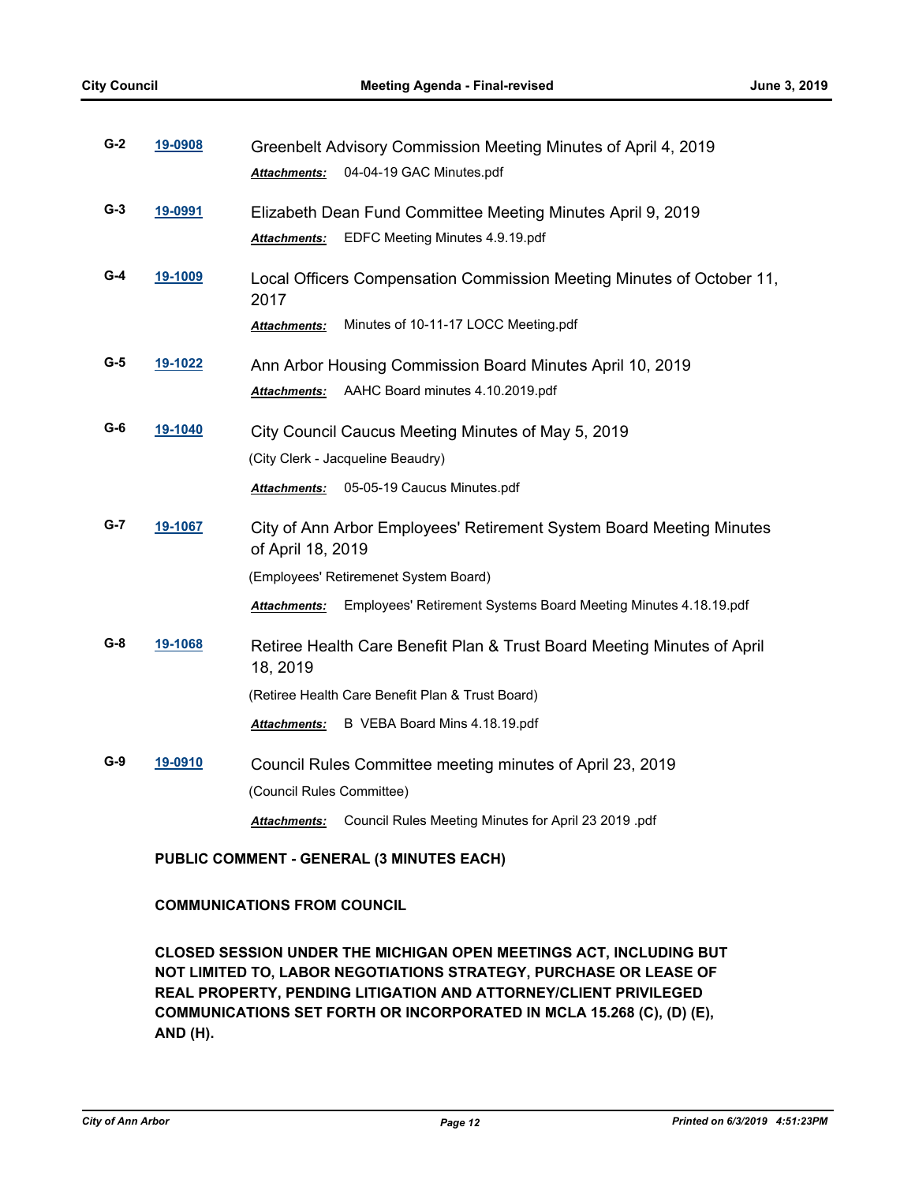**G-2** **19-0908** Greenbelt Advisory Commission Meeting Minutes of April 4, 2019

***Attachments:*** 04-04-19 GAC Minutes.pdf

**G-3** **19-0991** Elizabeth Dean Fund Committee Meeting Minutes April 9, 2019

***Attachments:*** EDFC Meeting Minutes 4.9.19.pdf

**G-4** **19-1009** Local Officers Compensation Commission Meeting Minutes of October 11, 2017

***Attachments:*** Minutes of 10-11-17 LOCC Meeting.pdf

**G-5** **19-1022** Ann Arbor Housing Commission Board Minutes April 10, 2019

***Attachments:*** AAHC Board minutes 4.10.2019.pdf

**G-6** **19-1040** City Council Caucus Meeting Minutes of May 5, 2019

(City Clerk - Jacqueline Beaudry)

***Attachments:*** 05-05-19 Caucus Minutes.pdf

**G-7** **19-1067** City of Ann Arbor Employees' Retirement System Board Meeting Minutes of April 18, 2019

(Employees' Retiremenet System Board)

***Attachments:*** Employees' Retirement Systems Board Meeting Minutes 4.18.19.pdf

**G-8** **19-1068** Retiree Health Care Benefit Plan & Trust Board Meeting Minutes of April 18, 2019

(Retiree Health Care Benefit Plan & Trust Board)

***Attachments:*** B VEBA Board Mins 4.18.19.pdf

**G-9** **19-0910** Council Rules Committee meeting minutes of April 23, 2019

(Council Rules Committee)

***Attachments:*** Council Rules Meeting Minutes for April 23 2019 .pdf

**PUBLIC COMMENT - GENERAL (3 MINUTES EACH)**

**COMMUNICATIONS FROM COUNCIL**

**CLOSED SESSION UNDER THE MICHIGAN OPEN MEETINGS ACT, INCLUDING BUT NOT LIMITED TO, LABOR NEGOTIATIONS STRATEGY, PURCHASE OR LEASE OF REAL PROPERTY, PENDING LITIGATION AND ATTORNEY/CLIENT PRIVILEGED COMMUNICATIONS SET FORTH OR INCORPORATED IN MCLA 15.268 (C), (D) (E), AND (H).**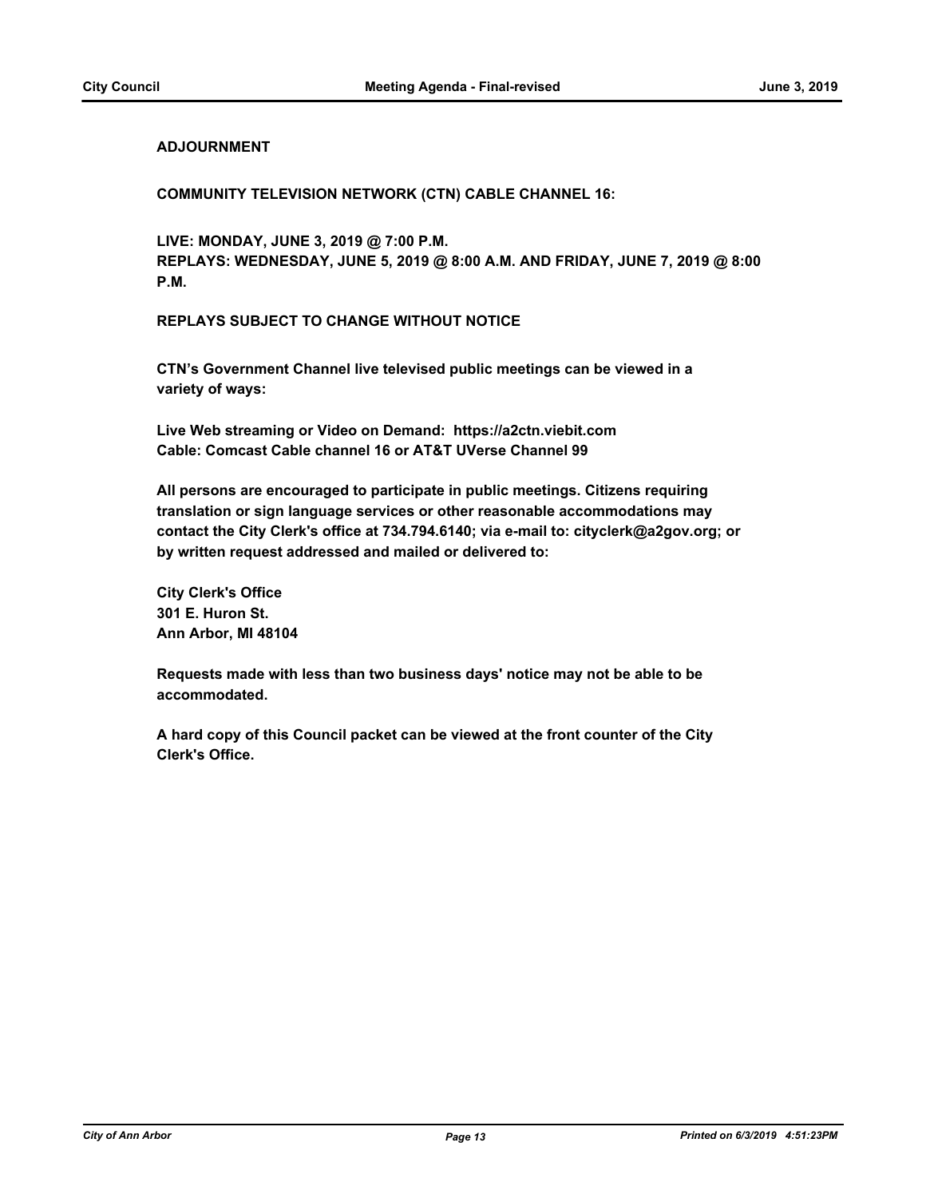**ADJOURNMENT**

**COMMUNITY TELEVISION NETWORK (CTN) CABLE CHANNEL 16:**

**LIVE: MONDAY, JUNE 3, 2019 @ 7:00 P.M.**
**REPLAYS: WEDNESDAY, JUNE 5, 2019 @ 8:00 A.M. AND FRIDAY, JUNE 7, 2019 @ 8:00 P.M.**

**REPLAYS SUBJECT TO CHANGE WITHOUT NOTICE**

**CTN's Government Channel live televised public meetings can be viewed in a variety of ways:**

**Live Web streaming or Video on Demand: https://a2ctn.viebit.com**
**Cable: Comcast Cable channel 16 or AT&T UVerse Channel 99**

**All persons are encouraged to participate in public meetings. Citizens requiring translation or sign language services or other reasonable accommodations may contact the City Clerk's office at 734.794.6140; via e-mail to: cityclerk@a2gov.org; or by written request addressed and mailed or delivered to:**

**City Clerk's Office**
**301 E. Huron St.**
**Ann Arbor, MI 48104**

**Requests made with less than two business days' notice may not be able to be accommodated.**

**A hard copy of this Council packet can be viewed at the front counter of the City Clerk's Office.**